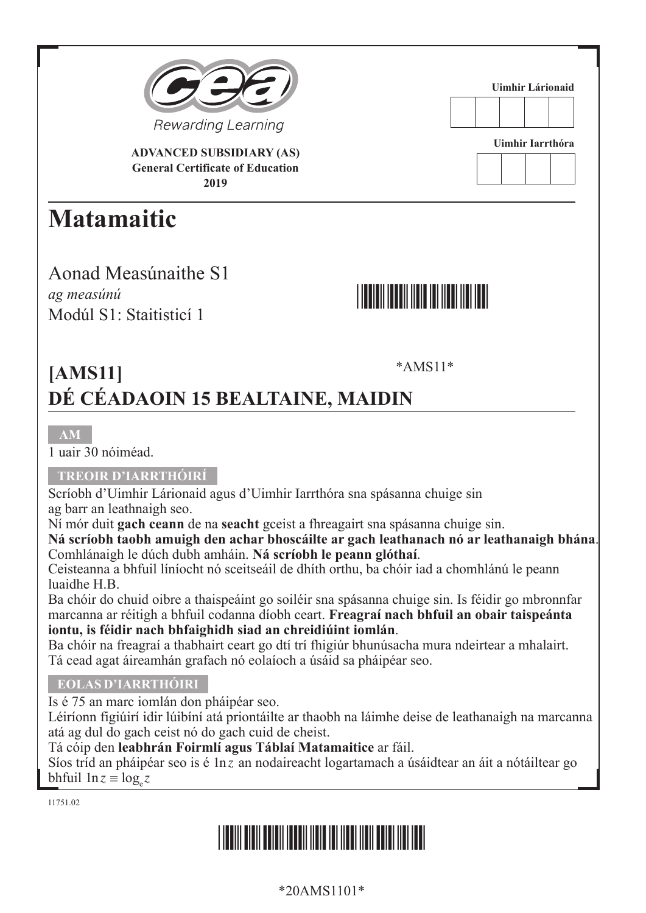Rewarding Learning

**ADVANCED SUBSIDIARY (AS)**
**General Certificate of Education**
**2019**

**Uimhir Lárionaid**

**Uimhir Iarrthóra**

# Matamaitic

Aonad Measúnaithe S1
*ag measúnú*
Modúl S1: Staitisticí 1

*AMS11*

## [AMS11]
## DÉ CÉADAOIN 15 BEALTAINE, MAIDIN

**AM**

1 uair 30 nóiméad.

**TREOIR D'IARRTHÓIRÍ**

Scríobh d'Uimhir Lárionaid agus d'Uimhir Iarrthóra sna spásanna chuige sin ag barr an leathnaigh seo.
Ní mór duit **gach ceann** de na **seacht** gceist a fhreagairt sna spásanna chuige sin.
**Ná scríobh taobh amuigh den achar bhoscáilte ar gach leathanach nó ar leathanaigh bhána**.
Comhlánaigh le dúch dubh amháin. **Ná scríobh le peann glóthaí**.
Ceisteanna a bhfuil líníocht nó sceitseáil de dhíth orthu, ba chóir iad a chomhlánú le peann luaidhe H.B.
Ba chóir do chuid oibre a thaispeáint go soiléir sna spásanna chuige sin. Is féidir go mbronnfar marcanna ar réitigh a bhfuil codanna díobh ceart. **Freagraí nach bhfuil an obair taispeánta iontu, is féidir nach bhfaighidh siad an chreidiúint iomlán**.
Ba chóir na freagraí a thabhairt ceart go dtí trí fhigiúr bhunúsacha mura ndeirtear a mhalairt.
Tá cead agat áireamhán grafach nó eolaíoch a úsáid sa pháipéar seo.

**EOLAS D'IARRTHÓIRI**

Is é 75 an marc iomlán don pháipéar seo.
Léiríonn figiúirí idir lúibíní atá priontáilte ar thaobh na láimhe deise de leathanaigh na marcanna atá ag dul do gach ceist nó do gach cuid de cheist.
Tá cóip den **leabhrán Foirmlí agus Táblaí Matamaitice** ar fáil.
Síos tríd an pháipéar seo is é $\ln z$ an nodaireacht logartamach a úsáidtear an áit a nótáiltear go bhfuil $\ln z \equiv \log_e z$

11751.02

*20AMS1101*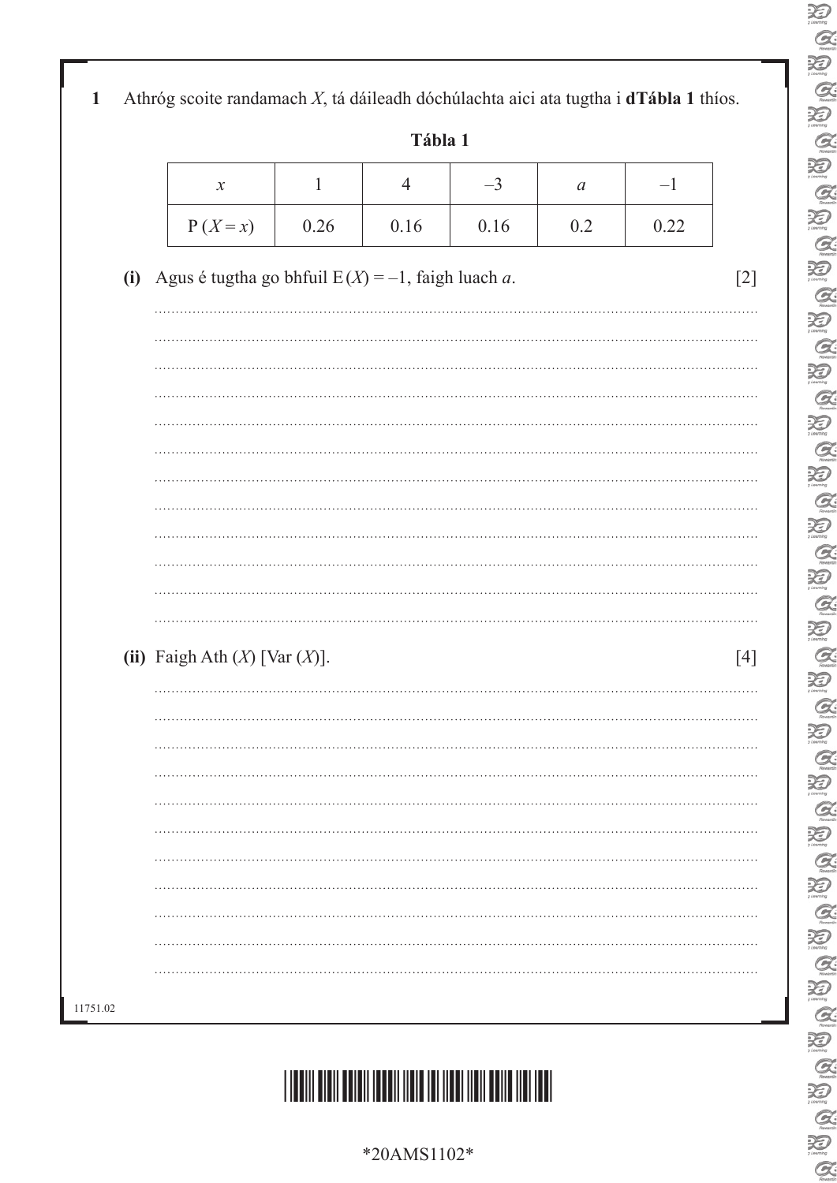**1** Athróg scoite randamach $X$, tá dáileadh dóchúlachta aici ata tugtha i **dTábla 1** thíos.

**Tábla 1**

| $x$ | 1 | 4 | –3 | $a$ | –1 |
|---|---|---|---|---|---|
| $\mathrm{P}(X = x)$ | 0.26 | 0.16 | 0.16 | 0.2 | 0.22 |

**(i)** Agus é tugtha go bhfuil $\mathrm{E}(X) = -1$, faigh luach $a$. [2]

**(ii)** Faigh Ath $(X)$ [Var $(X)$]. [4]

11751.02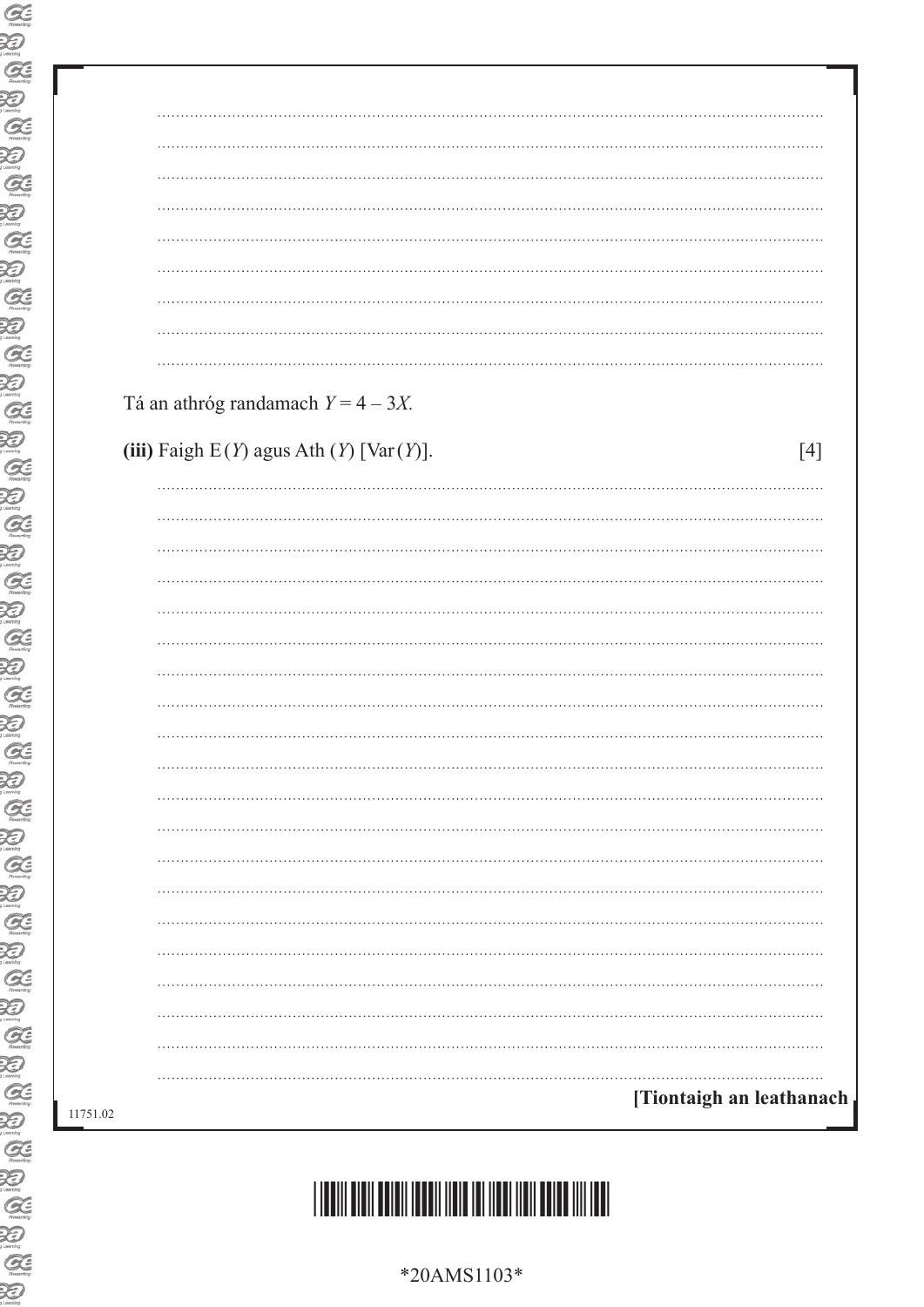Tá an athróg randamach $Y = 4 - 3X$.

**(iii)** Faigh $E(Y)$ agus Ath $(Y)$ [Var $(Y)$]. [4]

**[Tiontaigh an leathanach**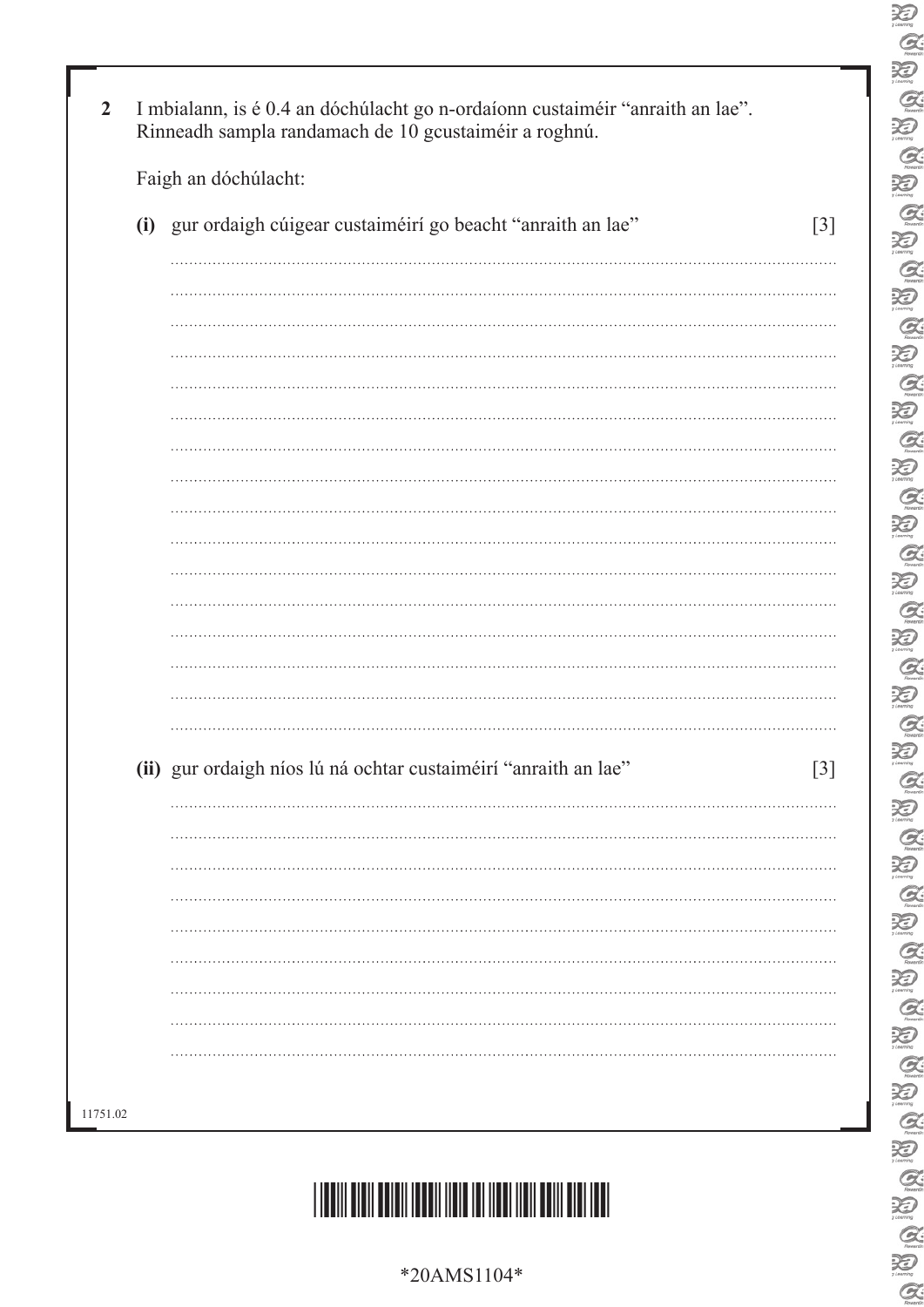**2** I mbialann, is é 0.4 an dóchúlacht go n-ordaíonn custaiméir "anraith an lae". Rinneadh sampla randamach de 10 gcustaiméir a roghnú.

Faigh an dóchúlacht:

**(i)** gur ordaigh cúigear custaiméirí go beacht "anraith an lae" [3]

**(ii)** gur ordaigh níos lú ná ochtar custaiméirí "anraith an lae" [3]

11751.02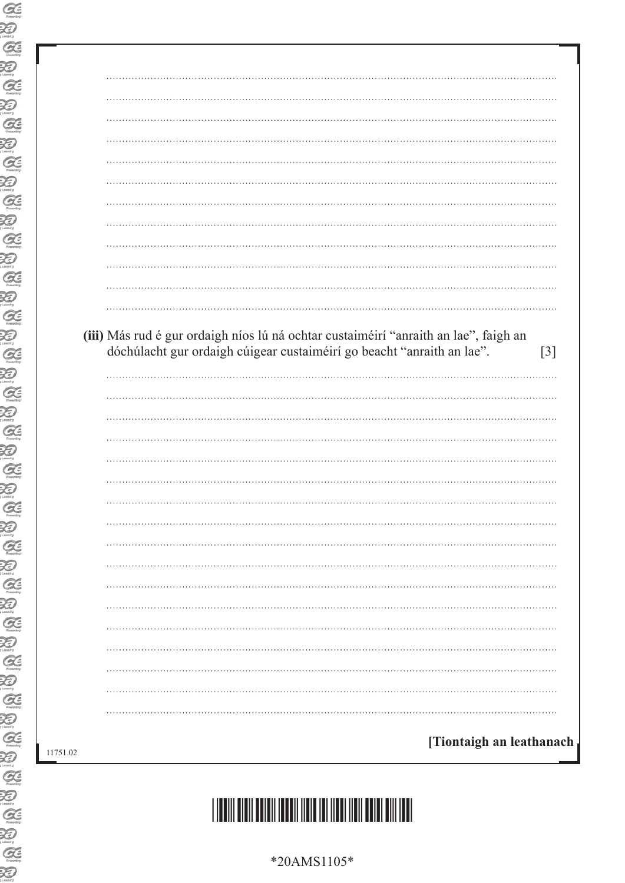**(iii)** Más rud é gur ordaigh níos lú ná ochtar custaiméirí “anraith an lae”, faigh an dóchúlacht gur ordaigh cúigear custaiméirí go beacht “anraith an lae”. [3]

[Tiontaigh an leathanach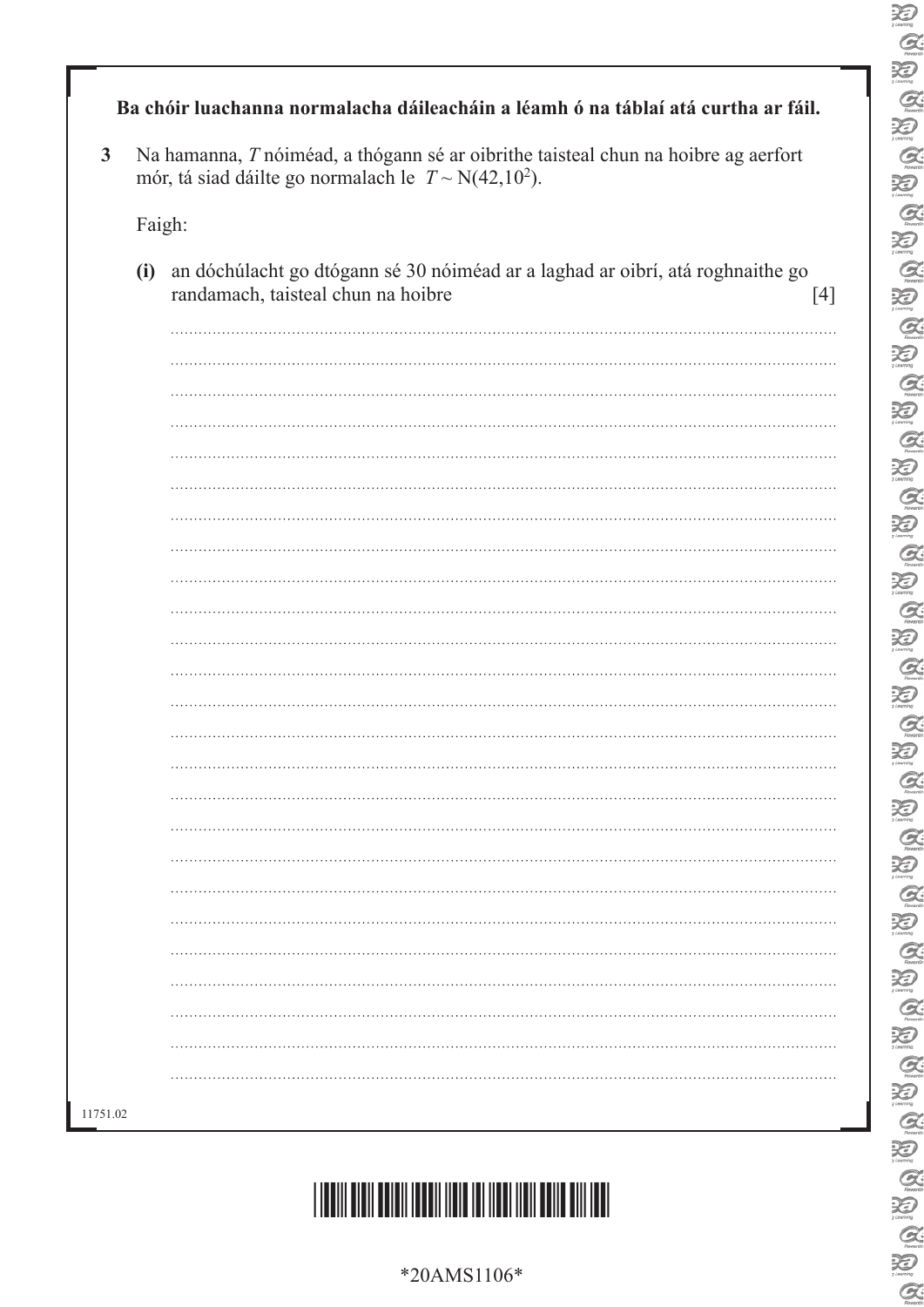**Ba chóir luachanna normalacha dáileacháin a léamh ó na táblaí atá curtha ar fáil.**

**3** Na hamanna, $T$ nóiméad, a thógann sé ar oibrithe taisteal chun na hoibre ag aerfort mór, tá siad dáilte go normalach le $T \sim N(42,10^2)$.

Faigh:

**(i)** an dóchúlacht go dtógann sé 30 nóiméad ar a laghad ar oibrí, atá roghnaithe go randamach, taisteal chun na hoibre [4]

11751.02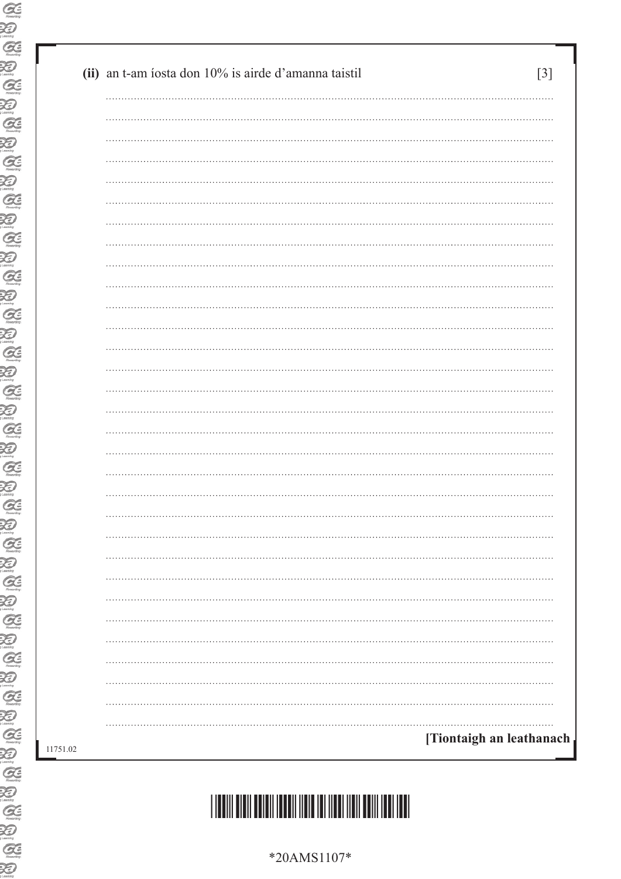**(ii)** an t-am íosta don 10% is airde d'amanna taistil [3]

[Tiontaigh an leathanach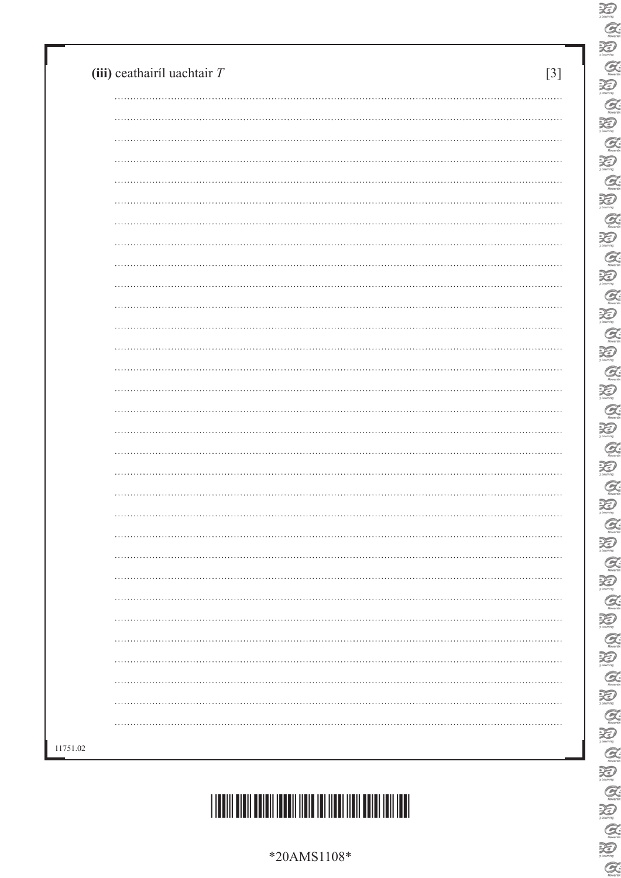**(iii)** ceathairíl uachtair $T$ [3]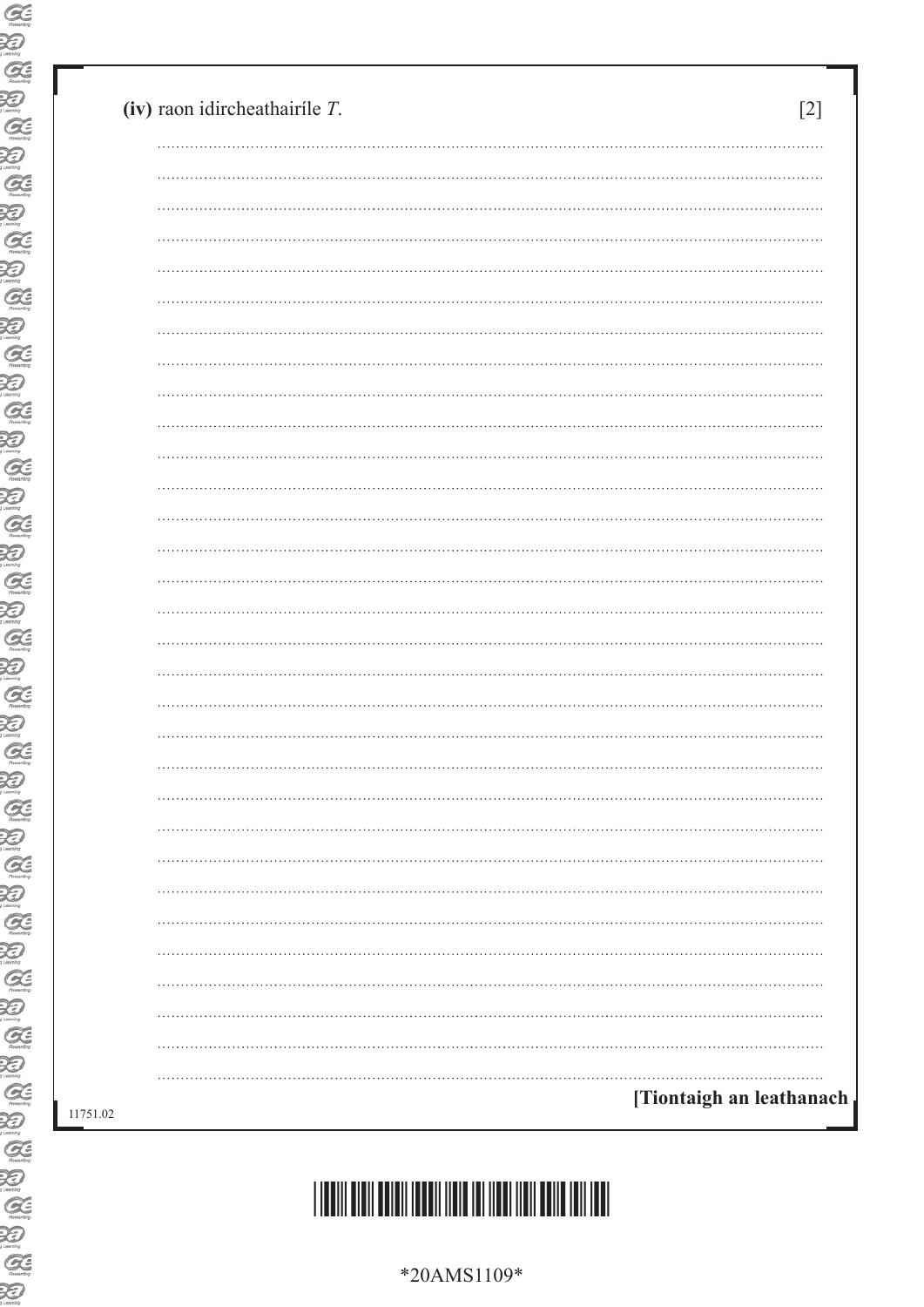**(iv)** raon idircheathairíle $T$. [2]

[Tiontaigh an leathanach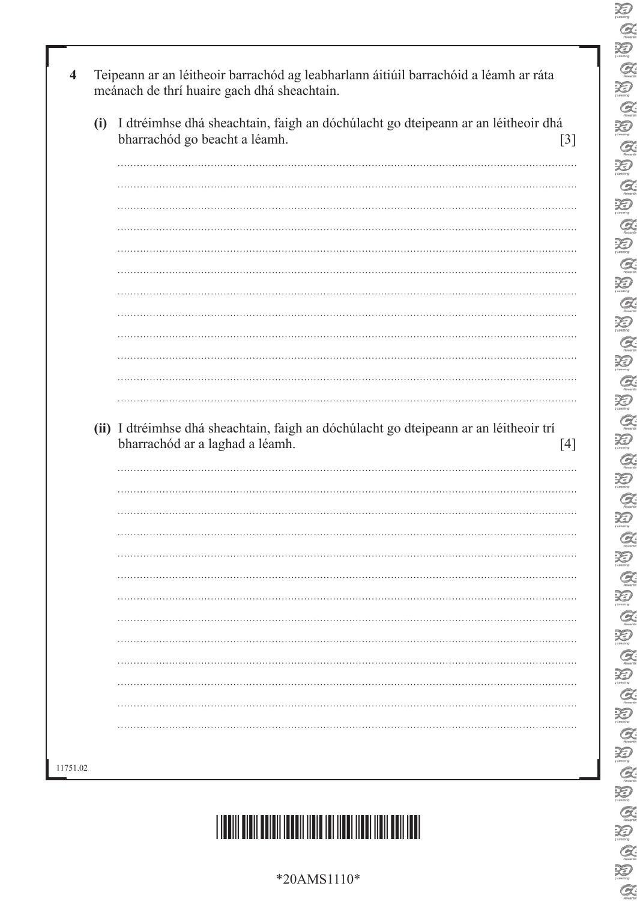**4** Teipeann ar an léitheoir barrachód ag leabharlann áitiúil barrachóid a léamh ar ráta meánach de thrí huaire gach dhá sheachtain.

**(i)** I dtréimhse dhá sheachtain, faigh an dóchúlacht go dteipeann ar an léitheoir dhá bharrachód go beacht a léamh. [3]

**(ii)** I dtréimhse dhá sheachtain, faigh an dóchúlacht go dteipeann ar an léitheoir trí bharrachód ar a laghad a léamh. [4]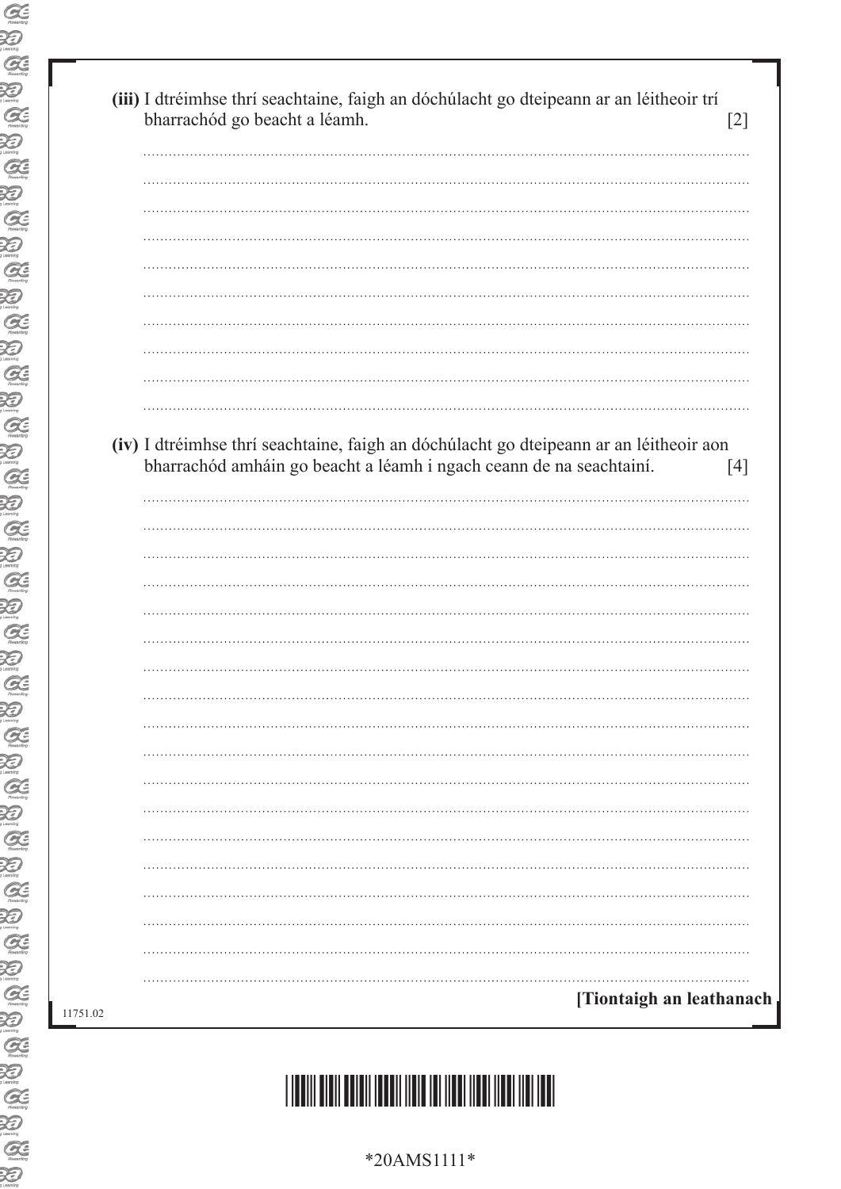**(iii)** I dtréimhse thrí seachtaine, faigh an dóchúlacht go dteipeann ar an léitheoir trí bharrachód go beacht a léamh. [2]

**(iv)** I dtréimhse thrí seachtaine, faigh an dóchúlacht go dteipeann ar an léitheoir aon bharrachód amháin go beacht a léamh i ngach ceann de na seachtainí. [4]

[Tiontaigh an leathanach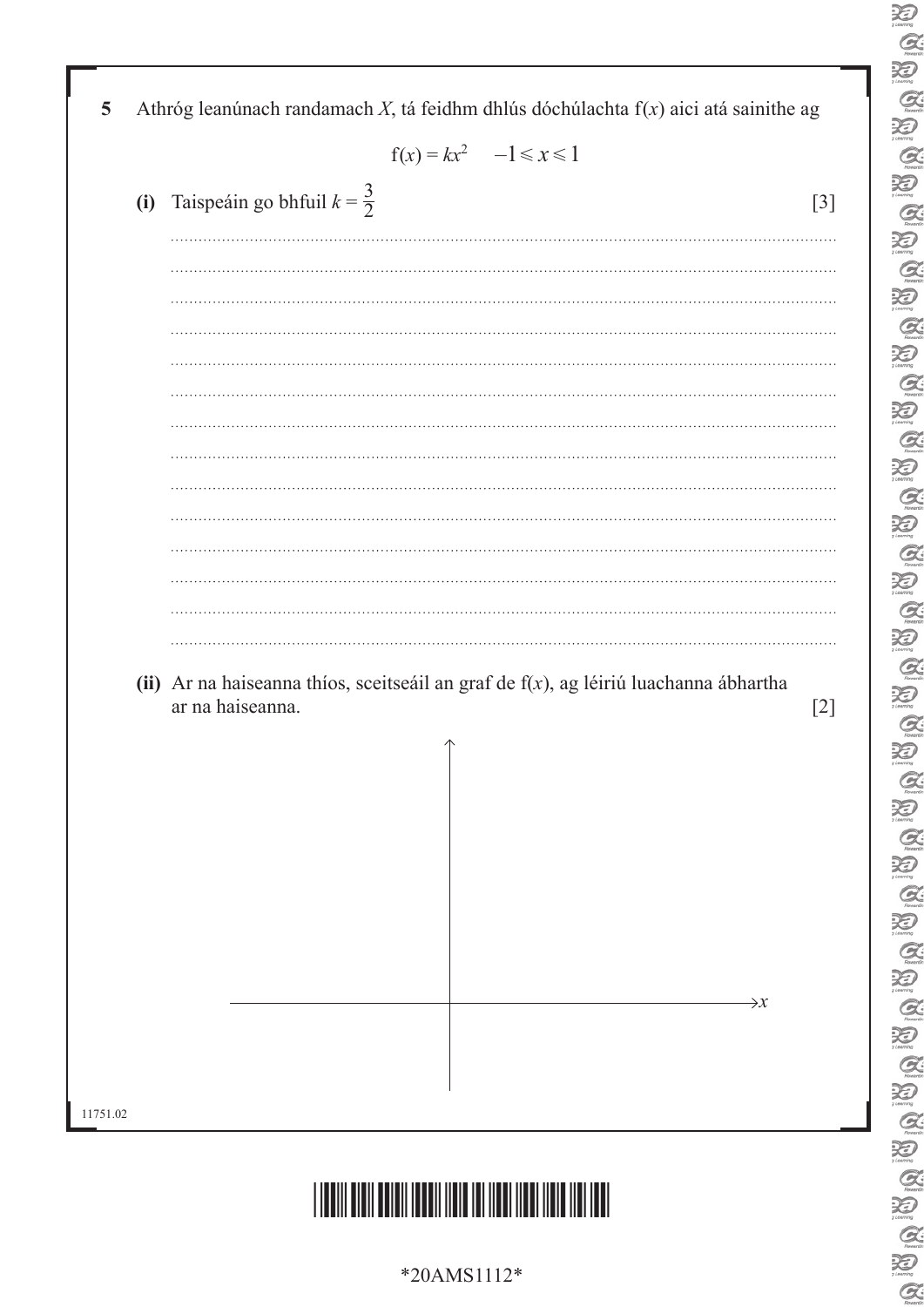**5** Athróg leanúnach randamach $X$, tá feidhm dhlús dóchúlachta $f(x)$ aici atá sainithe ag

$$f(x) = kx^2 \quad -1 \leqslant x \leqslant 1$$

**(i)** Taispeáin go bhfuil $k = \frac{3}{2}$ [3]

**(ii)** Ar na haiseanna thíos, sceitseáil an graf de $f(x)$, ag léiriú luachanna ábhartha ar na haiseanna. [2]

$x$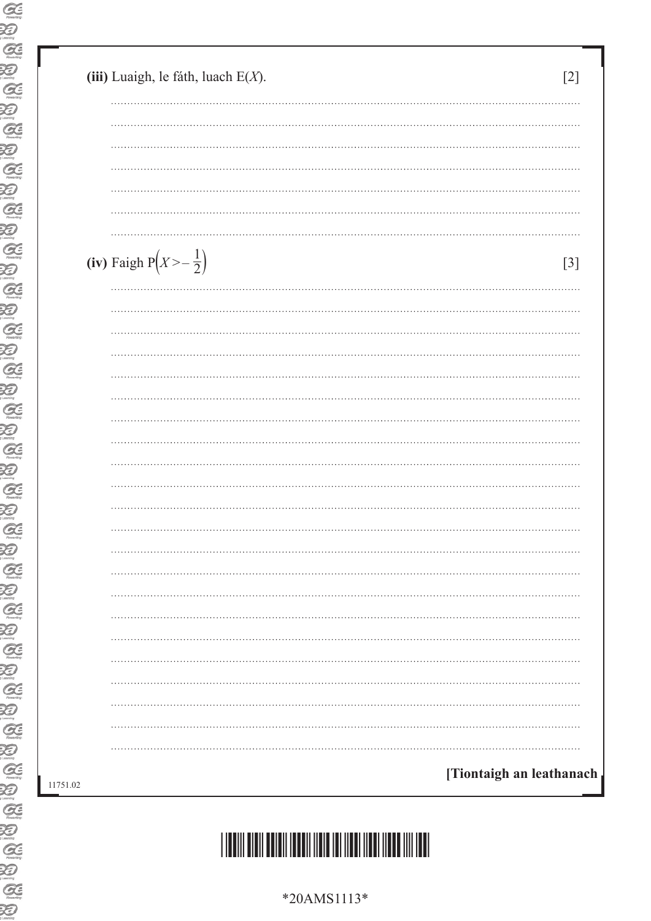**(iii)** Luaigh, le fáth, luach E($X$). [2]

**(iv)** Faigh $P\left(X > -\frac{1}{2}\right)$ [3]

**[Tiontaigh an leathanach**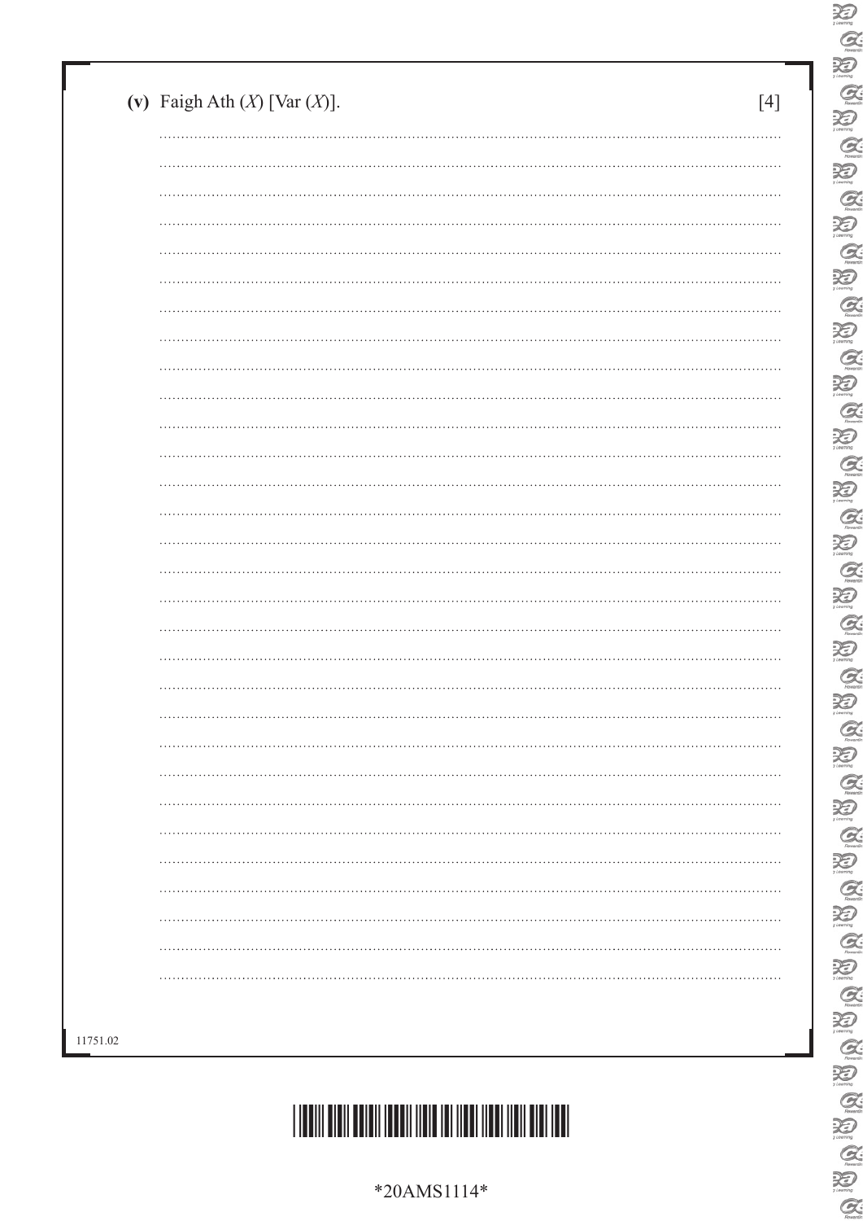**(v)** Faigh Ath ($X$) [Var ($X$)]. [4]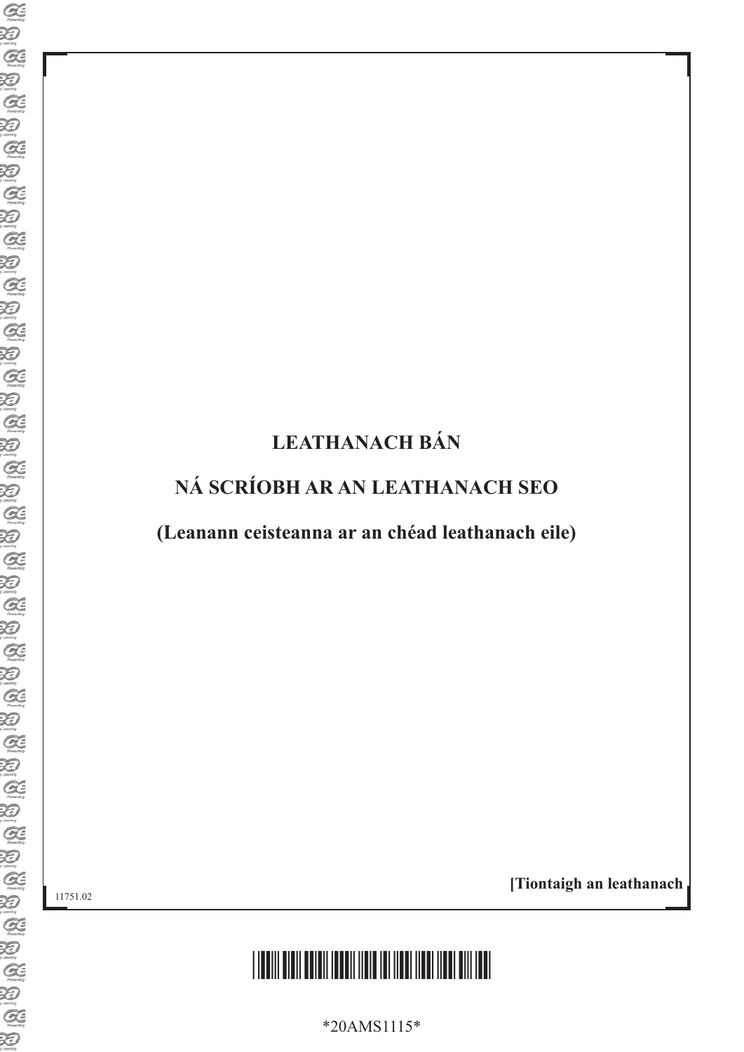**LEATHANACH BÁN**

**NÁ SCRÍOBH AR AN LEATHANACH SEO**

**(Leanann ceisteanna ar an chéad leathanach eile)**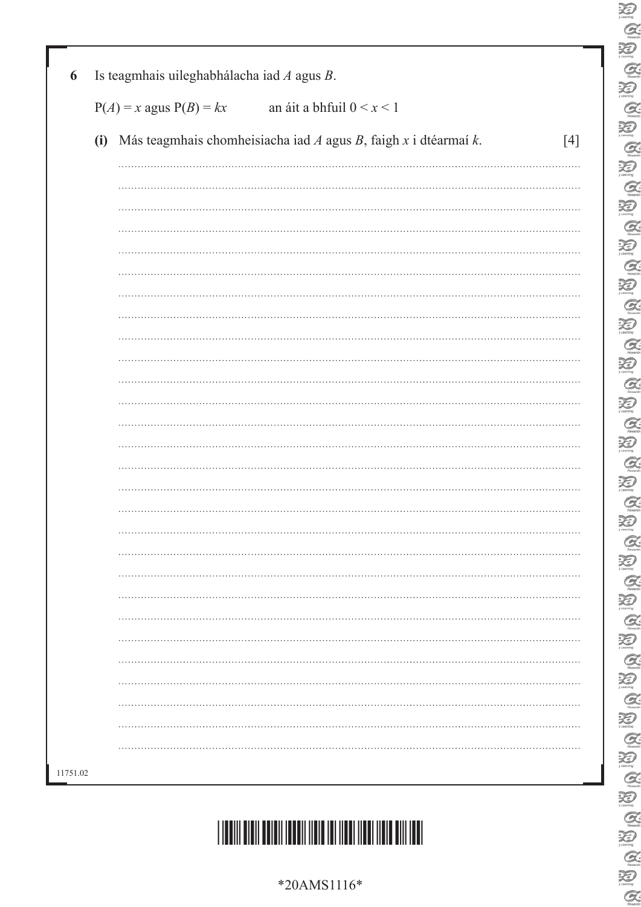**6** Is teagmhais uileghabhálacha iad $A$ agus $B$.

$\mathrm{P}(A) = x$ agus $\mathrm{P}(B) = kx$ an áit a bhfuil $0 < x < 1$

**(i)** Más teagmhais chomheisiacha iad $A$ agus $B$, faigh $x$ i dtéarmaí $k$. [4]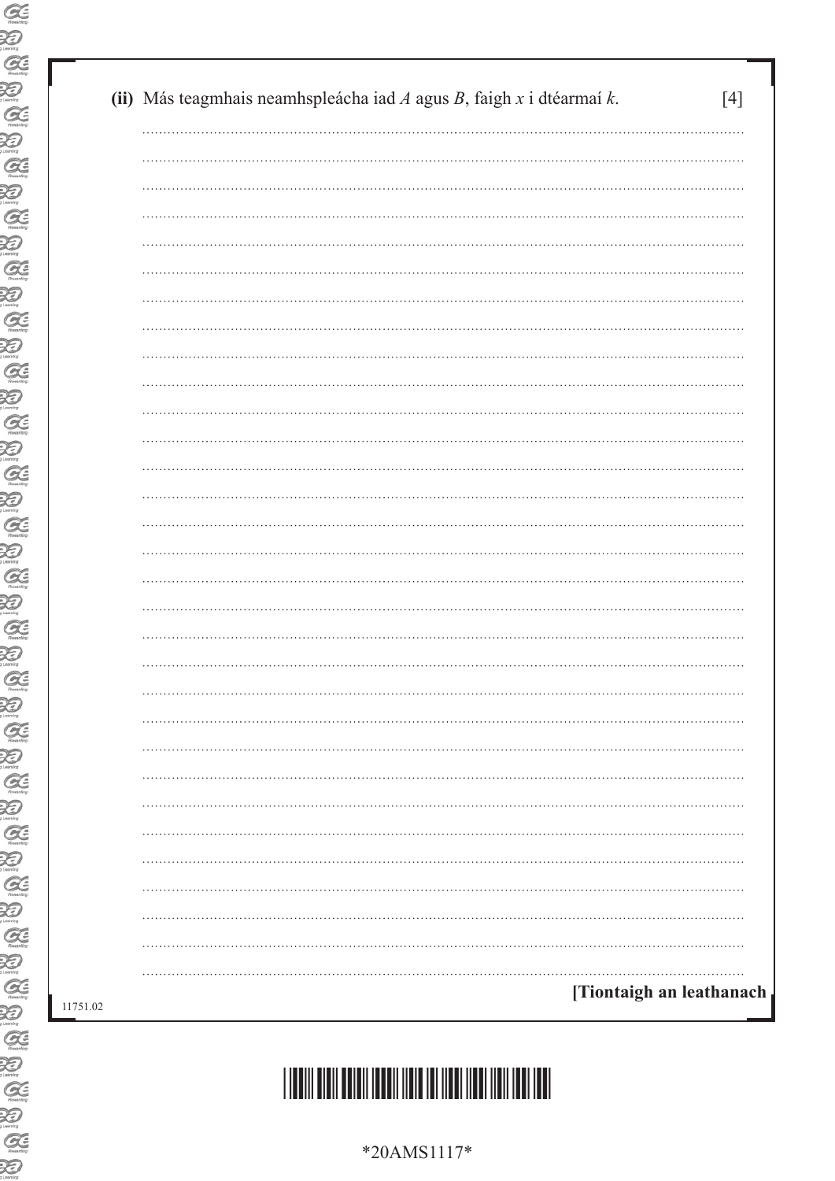(ii) Más teagmhais neamhspleácha iad $A$ agus $B$, faigh $x$ i dtéarmaí $k$. [4]

[Tiontaigh an leathanach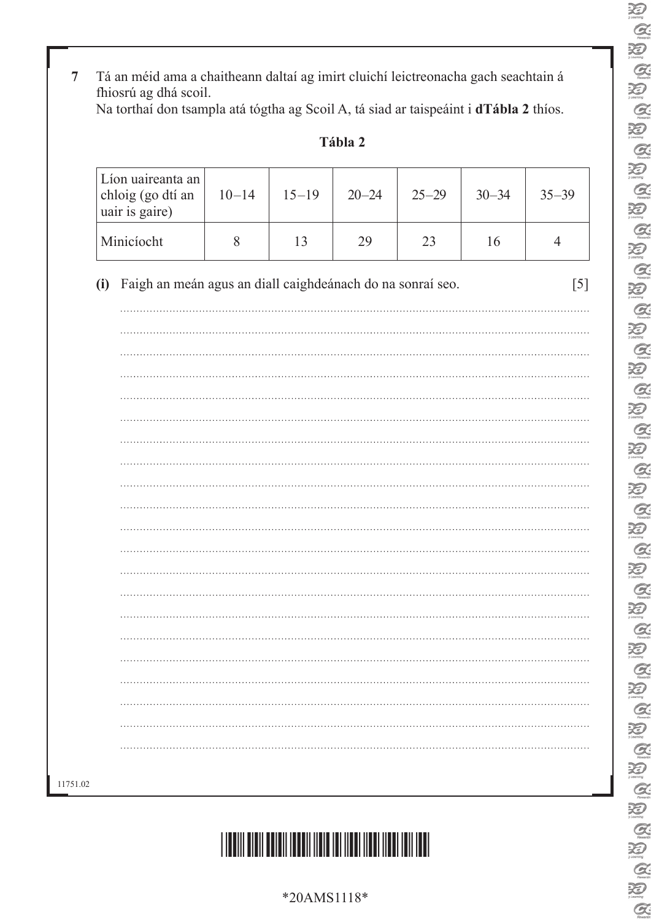**7** Tá an méid ama a chaitheann daltaí ag imirt cluichí leictreonacha gach seachtain á fhiosrú ag dhá scoil.
Na torthaí don tsampla atá tógtha ag Scoil A, tá siad ar taispeáint i **dTábla 2** thíos.

**Tábla 2**

| Líon uaireanta an chloig (go dtí an uair is gaire) | 10–14 | 15–19 | 20–24 | 25–29 | 30–34 | 35–39 |
|---|---|---|---|---|---|---|
| Minicíocht | 8 | 13 | 29 | 23 | 16 | 4 |

**(i)** Faigh an meán agus an diall caighdeánach do na sonraí seo. [5]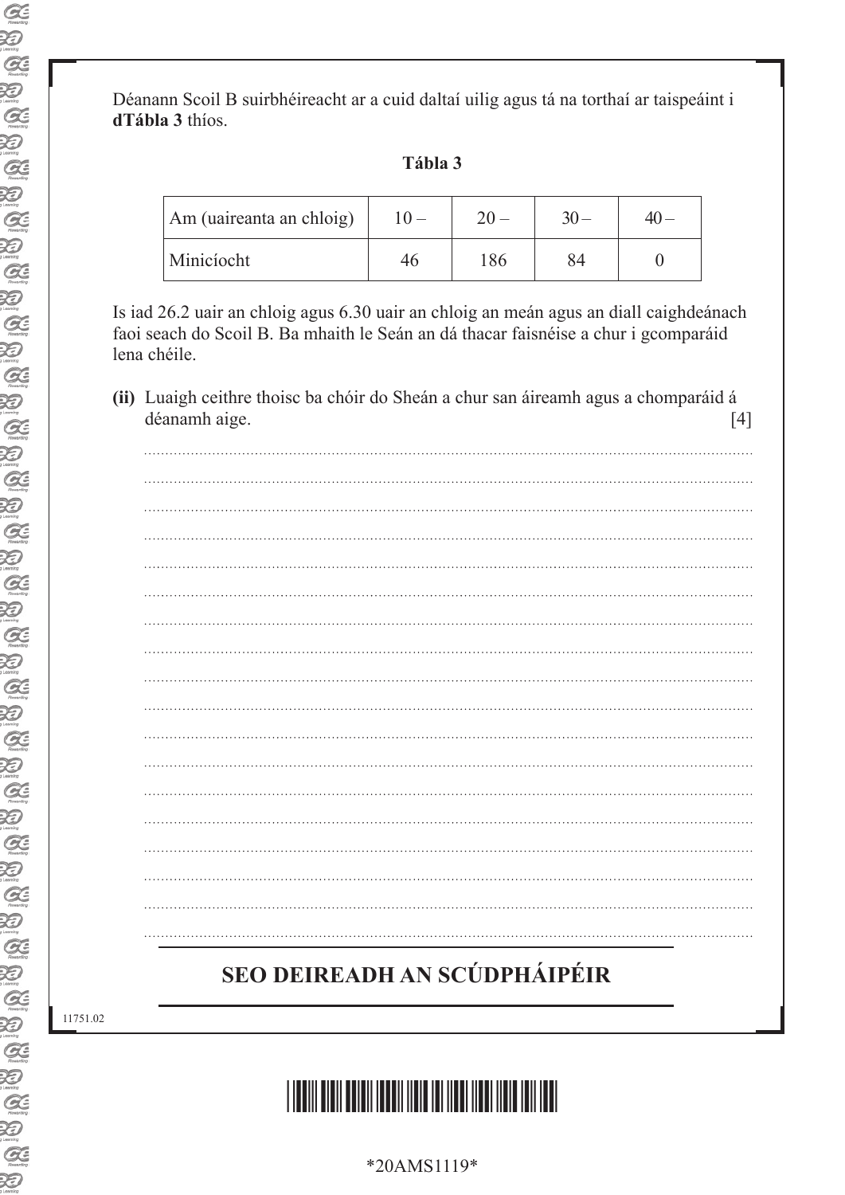Déanann Scoil B suirbhéireacht ar a cuid daltaí uilig agus tá na torthaí ar taispeáint i **dTábla 3** thíos.

**Tábla 3**

| Am (uaireanta an chloig) | 10 – | 20 – | 30 – | 40 – |
|---|---|---|---|---|
| Minicíocht | 46 | 186 | 84 | 0 |

Is iad 26.2 uair an chloig agus 6.30 uair an chloig an meán agus an diall caighdeánach faoi seach do Scoil B. Ba mhaith le Seán an dá thacar faisnéise a chur i gcomparáid lena chéile.

**(ii)** Luaigh ceithre thoisc ba chóir do Sheán a chur san áireamh agus a chomparáid á déanamh aige. [4]

..........................................................................................................................................

..........................................................................................................................................

..........................................................................................................................................

..........................................................................................................................................

..........................................................................................................................................

..........................................................................................................................................

..........................................................................................................................................

..........................................................................................................................................

..........................................................................................................................................

..........................................................................................................................................

..........................................................................................................................................

..........................................................................................................................................

..........................................................................................................................................

..........................................................................................................................................

..........................................................................................................................................

..........................................................................................................................................

..........................................................................................................................................

..........................................................................................................................................

## SEO DEIREADH AN SCÚDPHÁIPÉIR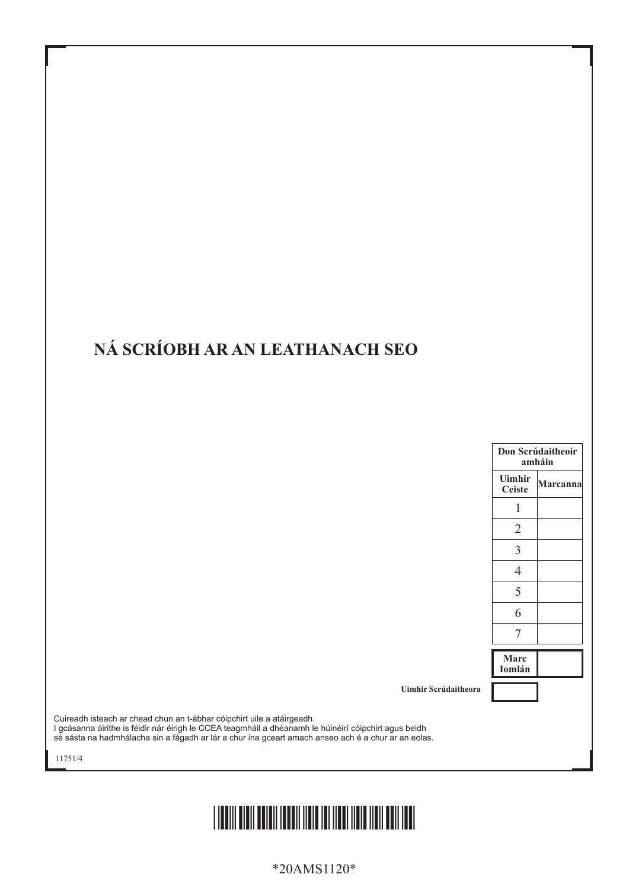# NÁ SCRÍOBH AR AN LEATHANACH SEO

| Don Scrúdaitheoir amháin | |
|---|---|
| **Uimhir Ceiste** | **Marcanna** |
| 1 | |
| 2 | |
| 3 | |
| 4 | |
| 5 | |
| 6 | |
| 7 | |
| **Marc Iomlán** | |

**Uimhir Scrúdaitheora**

Cuireadh isteach ar chead chun an t-ábhar cóipchirt uile a atáirgeadh.
I gcásanna áirithe is féidir nár éirigh le CCEA teagmháil a dhéanamh le húinéirí cóipchirt agus beidh sé sásta na hadmhálacha sin a fágadh ar lár a chur ina gceart amach anseo ach é a chur ar an eolas.

11751/4

*20AMS1120*